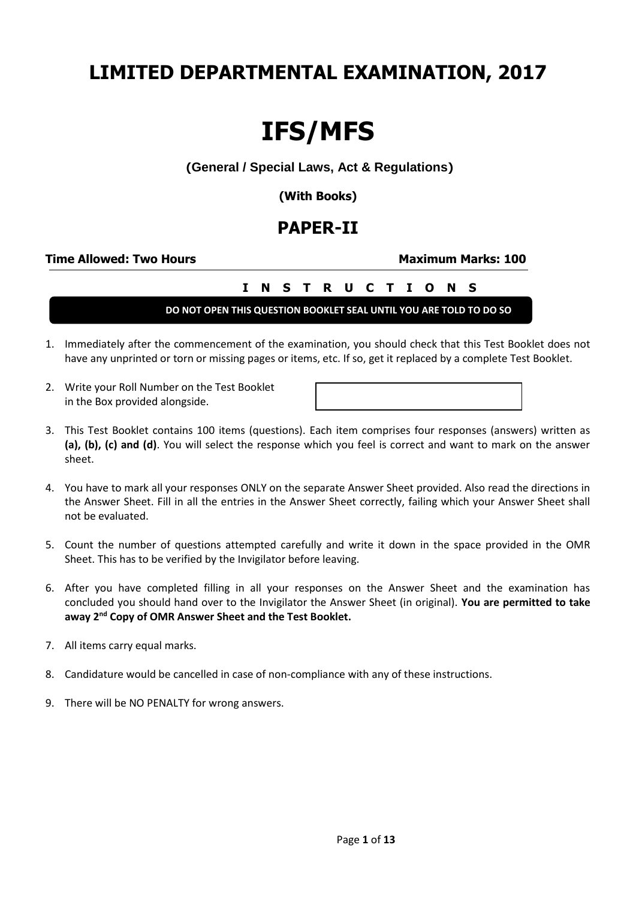# LIMITED DEPARTMENTAL EXAMINATION, 2017

# IFS/MFS

**(General / Special Laws, Act & Regulations)**

**(With Books)**

## PAPER-II

**Time Allowed: Two Hours** **Maximum Marks: 100**

**I N S T R U C T I O N S**

**DO NOT OPEN THIS QUESTION BOOKLET SEAL UNTIL YOU ARE TOLD TO DO SO**

1. Immediately after the commencement of the examination, you should check that this Test Booklet does not have any unprinted or torn or missing pages or items, etc. If so, get it replaced by a complete Test Booklet.

2. Write your Roll Number on the Test Booklet in the Box provided alongside.

3. This Test Booklet contains 100 items (questions). Each item comprises four responses (answers) written as **(a), (b), (c) and (d)**. You will select the response which you feel is correct and want to mark on the answer sheet.

4. You have to mark all your responses ONLY on the separate Answer Sheet provided. Also read the directions in the Answer Sheet. Fill in all the entries in the Answer Sheet correctly, failing which your Answer Sheet shall not be evaluated.

5. Count the number of questions attempted carefully and write it down in the space provided in the OMR Sheet. This has to be verified by the Invigilator before leaving.

6. After you have completed filling in all your responses on the Answer Sheet and the examination has concluded you should hand over to the Invigilator the Answer Sheet (in original). **You are permitted to take away 2nd Copy of OMR Answer Sheet and the Test Booklet.**

7. All items carry equal marks.

8. Candidature would be cancelled in case of non-compliance with any of these instructions.

9. There will be NO PENALTY for wrong answers.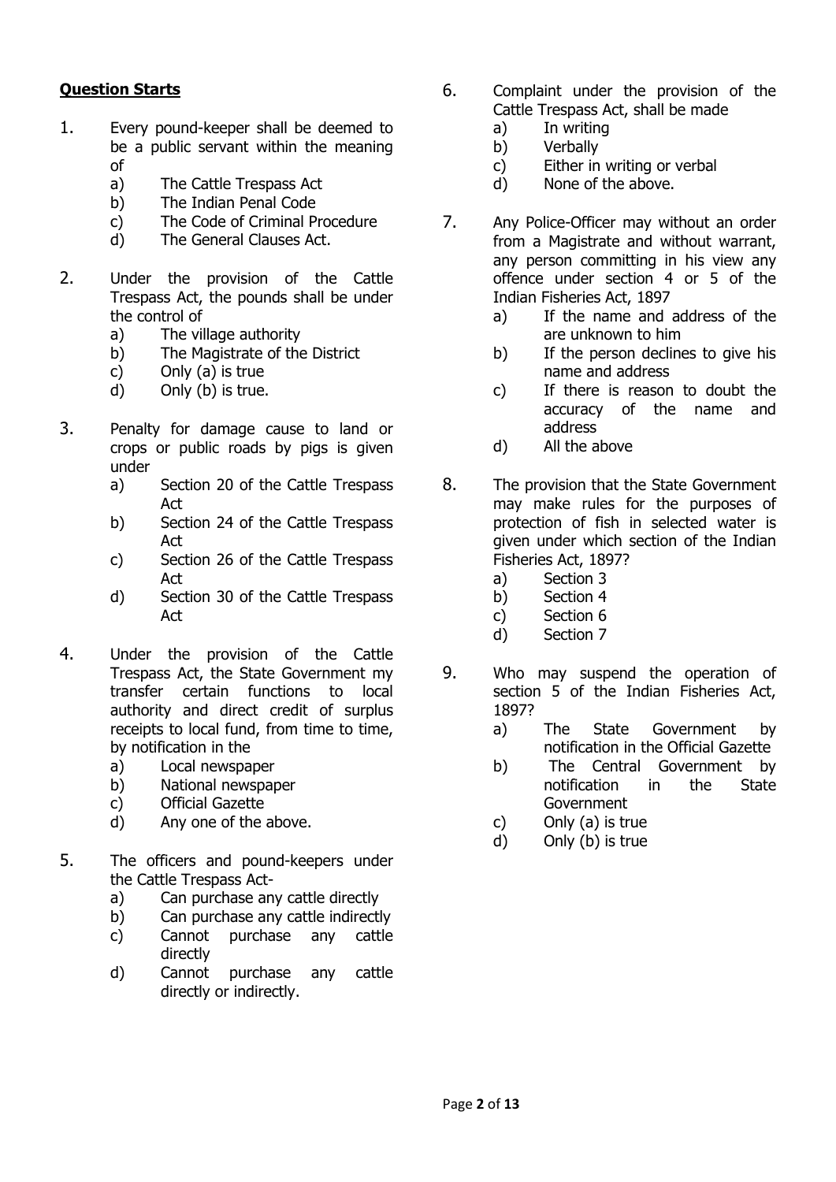**Question Starts**

1. Every pound-keeper shall be deemed to be a public servant within the meaning of
   a) The Cattle Trespass Act
   b) The Indian Penal Code
   c) The Code of Criminal Procedure
   d) The General Clauses Act.

2. Under the provision of the Cattle Trespass Act, the pounds shall be under the control of
   a) The village authority
   b) The Magistrate of the District
   c) Only (a) is true
   d) Only (b) is true.

3. Penalty for damage cause to land or crops or public roads by pigs is given under
   a) Section 20 of the Cattle Trespass Act
   b) Section 24 of the Cattle Trespass Act
   c) Section 26 of the Cattle Trespass Act
   d) Section 30 of the Cattle Trespass Act

4. Under the provision of the Cattle Trespass Act, the State Government my transfer certain functions to local authority and direct credit of surplus receipts to local fund, from time to time, by notification in the
   a) Local newspaper
   b) National newspaper
   c) Official Gazette
   d) Any one of the above.

5. The officers and pound-keepers under the Cattle Trespass Act-
   a) Can purchase any cattle directly
   b) Can purchase any cattle indirectly
   c) Cannot purchase any cattle directly
   d) Cannot purchase any cattle directly or indirectly.

6. Complaint under the provision of the Cattle Trespass Act, shall be made
   a) In writing
   b) Verbally
   c) Either in writing or verbal
   d) None of the above.

7. Any Police-Officer may without an order from a Magistrate and without warrant, any person committing in his view any offence under section 4 or 5 of the Indian Fisheries Act, 1897
   a) If the name and address of the are unknown to him
   b) If the person declines to give his name and address
   c) If there is reason to doubt the accuracy of the name and address
   d) All the above

8. The provision that the State Government may make rules for the purposes of protection of fish in selected water is given under which section of the Indian Fisheries Act, 1897?
   a) Section 3
   b) Section 4
   c) Section 6
   d) Section 7

9. Who may suspend the operation of section 5 of the Indian Fisheries Act, 1897?
   a) The State Government by notification in the Official Gazette
   b) The Central Government by notification in the State Government
   c) Only (a) is true
   d) Only (b) is true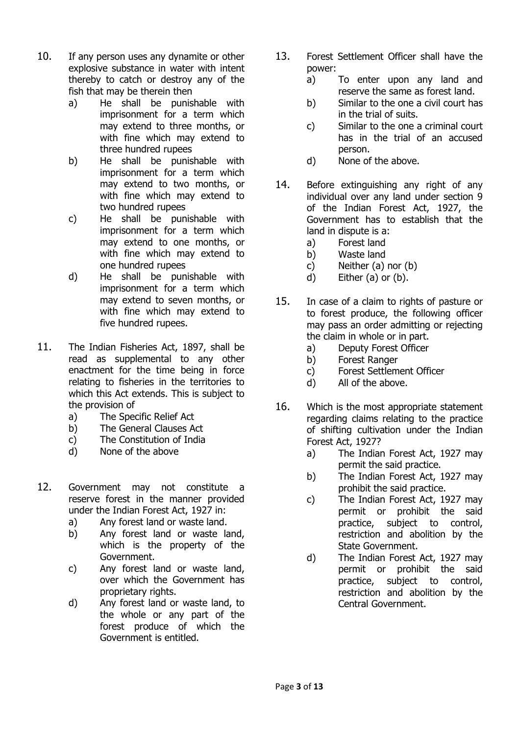10. If any person uses any dynamite or other explosive substance in water with intent thereby to catch or destroy any of the fish that may be therein then
    a) He shall be punishable with imprisonment for a term which may extend to three months, or with fine which may extend to three hundred rupees
    b) He shall be punishable with imprisonment for a term which may extend to two months, or with fine which may extend to two hundred rupees
    c) He shall be punishable with imprisonment for a term which may extend to one months, or with fine which may extend to one hundred rupees
    d) He shall be punishable with imprisonment for a term which may extend to seven months, or with fine which may extend to five hundred rupees.

11. The Indian Fisheries Act, 1897, shall be read as supplemental to any other enactment for the time being in force relating to fisheries in the territories to which this Act extends. This is subject to the provision of
    a) The Specific Relief Act
    b) The General Clauses Act
    c) The Constitution of India
    d) None of the above

12. Government may not constitute a reserve forest in the manner provided under the Indian Forest Act, 1927 in:
    a) Any forest land or waste land.
    b) Any forest land or waste land, which is the property of the Government.
    c) Any forest land or waste land, over which the Government has proprietary rights.
    d) Any forest land or waste land, to the whole or any part of the forest produce of which the Government is entitled.

13. Forest Settlement Officer shall have the power:
    a) To enter upon any land and reserve the same as forest land.
    b) Similar to the one a civil court has in the trial of suits.
    c) Similar to the one a criminal court has in the trial of an accused person.
    d) None of the above.

14. Before extinguishing any right of any individual over any land under section 9 of the Indian Forest Act, 1927, the Government has to establish that the land in dispute is a:
    a) Forest land
    b) Waste land
    c) Neither (a) nor (b)
    d) Either (a) or (b).

15. In case of a claim to rights of pasture or to forest produce, the following officer may pass an order admitting or rejecting the claim in whole or in part.
    a) Deputy Forest Officer
    b) Forest Ranger
    c) Forest Settlement Officer
    d) All of the above.

16. Which is the most appropriate statement regarding claims relating to the practice of shifting cultivation under the Indian Forest Act, 1927?
    a) The Indian Forest Act, 1927 may permit the said practice.
    b) The Indian Forest Act, 1927 may prohibit the said practice.
    c) The Indian Forest Act, 1927 may permit or prohibit the said practice, subject to control, restriction and abolition by the State Government.
    d) The Indian Forest Act, 1927 may permit or prohibit the said practice, subject to control, restriction and abolition by the Central Government.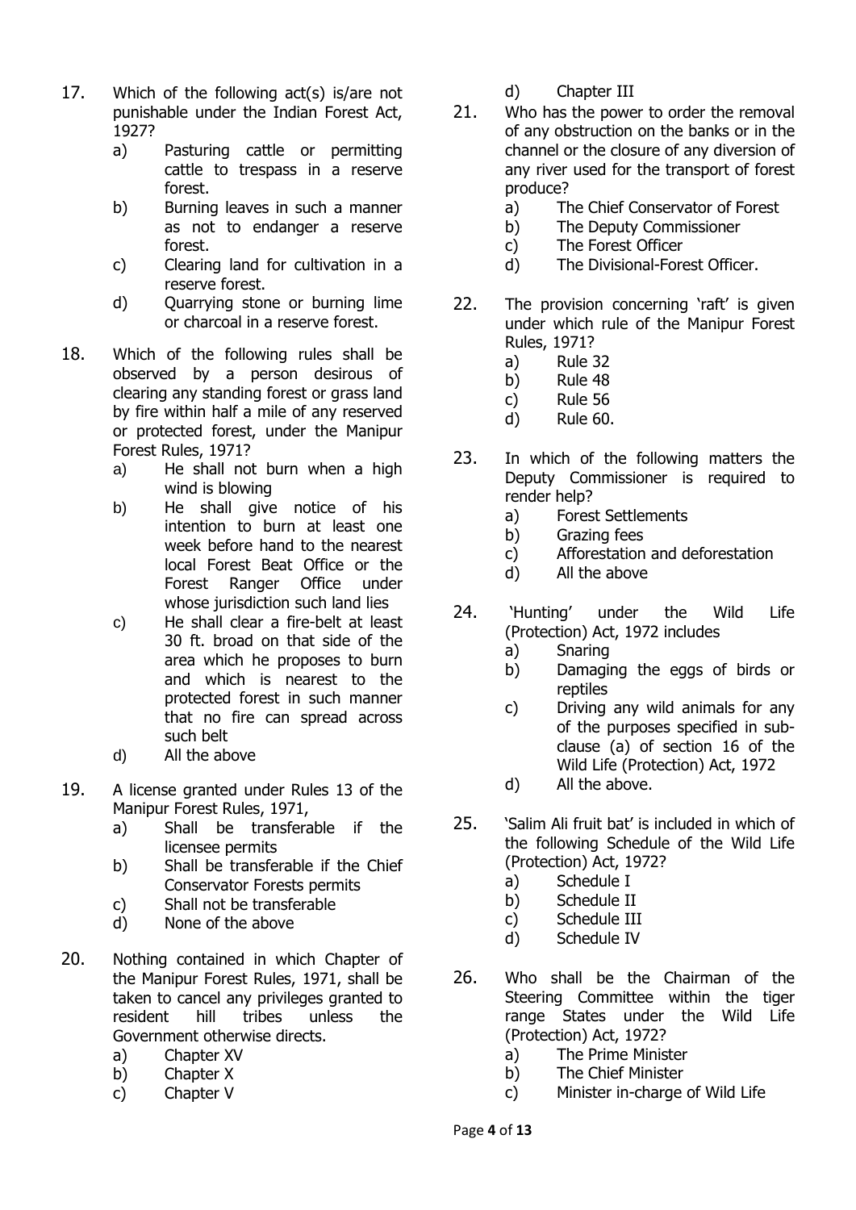17. Which of the following act(s) is/are not punishable under the Indian Forest Act, 1927?
    a) Pasturing cattle or permitting cattle to trespass in a reserve forest.
    b) Burning leaves in such a manner as not to endanger a reserve forest.
    c) Clearing land for cultivation in a reserve forest.
    d) Quarrying stone or burning lime or charcoal in a reserve forest.

18. Which of the following rules shall be observed by a person desirous of clearing any standing forest or grass land by fire within half a mile of any reserved or protected forest, under the Manipur Forest Rules, 1971?
    a) He shall not burn when a high wind is blowing
    b) He shall give notice of his intention to burn at least one week before hand to the nearest local Forest Beat Office or the Forest Ranger Office under whose jurisdiction such land lies
    c) He shall clear a fire-belt at least 30 ft. broad on that side of the area which he proposes to burn and which is nearest to the protected forest in such manner that no fire can spread across such belt
    d) All the above

19. A license granted under Rules 13 of the Manipur Forest Rules, 1971,
    a) Shall be transferable if the licensee permits
    b) Shall be transferable if the Chief Conservator Forests permits
    c) Shall not be transferable
    d) None of the above

20. Nothing contained in which Chapter of the Manipur Forest Rules, 1971, shall be taken to cancel any privileges granted to resident hill tribes unless the Government otherwise directs.
    a) Chapter XV
    b) Chapter X
    c) Chapter V
    d) Chapter III

21. Who has the power to order the removal of any obstruction on the banks or in the channel or the closure of any diversion of any river used for the transport of forest produce?
    a) The Chief Conservator of Forest
    b) The Deputy Commissioner
    c) The Forest Officer
    d) The Divisional-Forest Officer.

22. The provision concerning 'raft' is given under which rule of the Manipur Forest Rules, 1971?
    a) Rule 32
    b) Rule 48
    c) Rule 56
    d) Rule 60.

23. In which of the following matters the Deputy Commissioner is required to render help?
    a) Forest Settlements
    b) Grazing fees
    c) Afforestation and deforestation
    d) All the above

24. 'Hunting' under the Wild Life (Protection) Act, 1972 includes
    a) Snaring
    b) Damaging the eggs of birds or reptiles
    c) Driving any wild animals for any of the purposes specified in sub-clause (a) of section 16 of the Wild Life (Protection) Act, 1972
    d) All the above.

25. 'Salim Ali fruit bat' is included in which of the following Schedule of the Wild Life (Protection) Act, 1972?
    a) Schedule I
    b) Schedule II
    c) Schedule III
    d) Schedule IV

26. Who shall be the Chairman of the Steering Committee within the tiger range States under the Wild Life (Protection) Act, 1972?
    a) The Prime Minister
    b) The Chief Minister
    c) Minister in-charge of Wild Life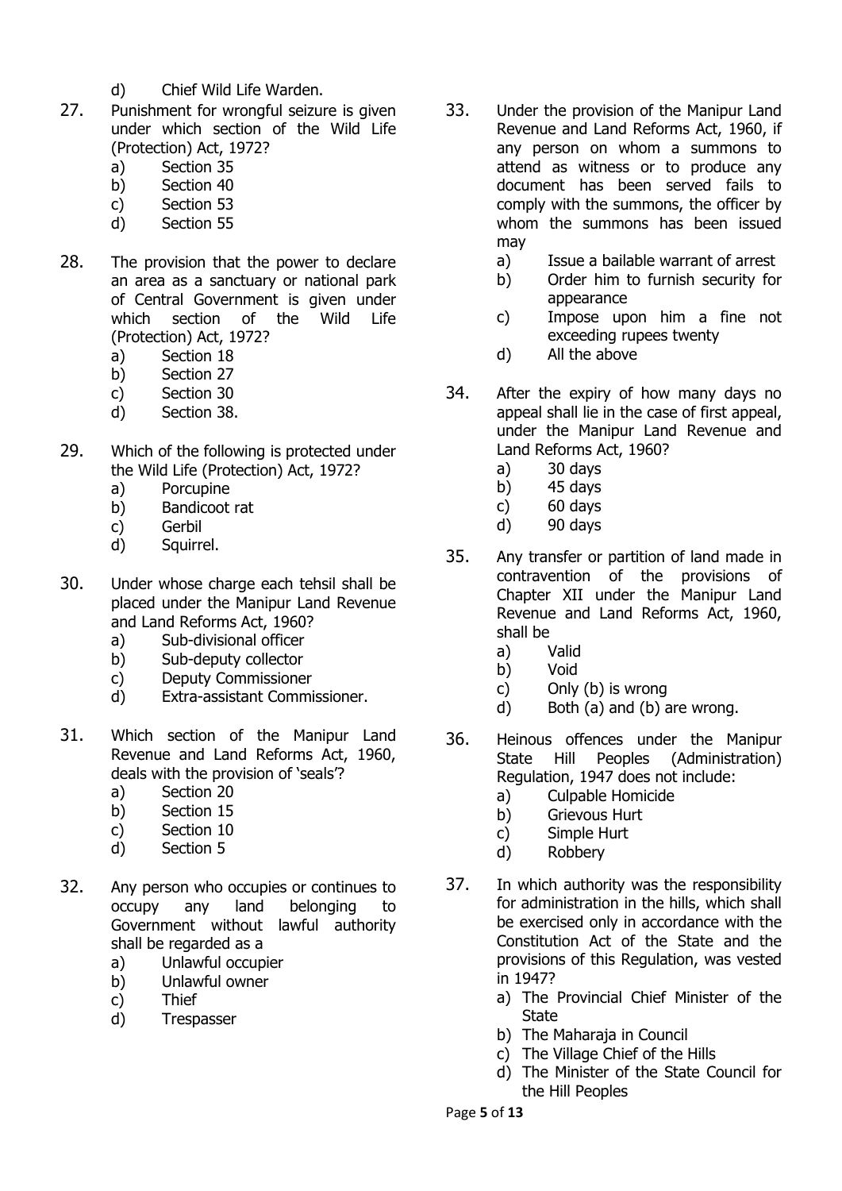d) Chief Wild Life Warden.

27. Punishment for wrongful seizure is given under which section of the Wild Life (Protection) Act, 1972?
   a) Section 35
   b) Section 40
   c) Section 53
   d) Section 55

28. The provision that the power to declare an area as a sanctuary or national park of Central Government is given under which section of the Wild Life (Protection) Act, 1972?
   a) Section 18
   b) Section 27
   c) Section 30
   d) Section 38.

29. Which of the following is protected under the Wild Life (Protection) Act, 1972?
   a) Porcupine
   b) Bandicoot rat
   c) Gerbil
   d) Squirrel.

30. Under whose charge each tehsil shall be placed under the Manipur Land Revenue and Land Reforms Act, 1960?
   a) Sub-divisional officer
   b) Sub-deputy collector
   c) Deputy Commissioner
   d) Extra-assistant Commissioner.

31. Which section of the Manipur Land Revenue and Land Reforms Act, 1960, deals with the provision of 'seals'?
   a) Section 20
   b) Section 15
   c) Section 10
   d) Section 5

32. Any person who occupies or continues to occupy any land belonging to Government without lawful authority shall be regarded as a
   a) Unlawful occupier
   b) Unlawful owner
   c) Thief
   d) Trespasser

33. Under the provision of the Manipur Land Revenue and Land Reforms Act, 1960, if any person on whom a summons to attend as witness or to produce any document has been served fails to comply with the summons, the officer by whom the summons has been issued may
   a) Issue a bailable warrant of arrest
   b) Order him to furnish security for appearance
   c) Impose upon him a fine not exceeding rupees twenty
   d) All the above

34. After the expiry of how many days no appeal shall lie in the case of first appeal, under the Manipur Land Revenue and Land Reforms Act, 1960?
   a) 30 days
   b) 45 days
   c) 60 days
   d) 90 days

35. Any transfer or partition of land made in contravention of the provisions of Chapter XII under the Manipur Land Revenue and Land Reforms Act, 1960, shall be
   a) Valid
   b) Void
   c) Only (b) is wrong
   d) Both (a) and (b) are wrong.

36. Heinous offences under the Manipur State Hill Peoples (Administration) Regulation, 1947 does not include:
   a) Culpable Homicide
   b) Grievous Hurt
   c) Simple Hurt
   d) Robbery

37. In which authority was the responsibility for administration in the hills, which shall be exercised only in accordance with the Constitution Act of the State and the provisions of this Regulation, was vested in 1947?
   a) The Provincial Chief Minister of the State
   b) The Maharaja in Council
   c) The Village Chief of the Hills
   d) The Minister of the State Council for the Hill Peoples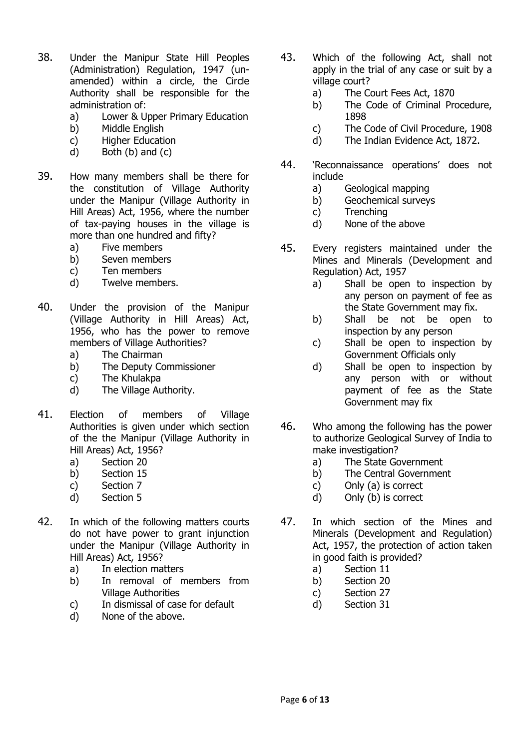38. Under the Manipur State Hill Peoples (Administration) Regulation, 1947 (un-amended) within a circle, the Circle Authority shall be responsible for the administration of:
    a) Lower & Upper Primary Education
    b) Middle English
    c) Higher Education
    d) Both (b) and (c)

39. How many members shall be there for the constitution of Village Authority under the Manipur (Village Authority in Hill Areas) Act, 1956, where the number of tax-paying houses in the village is more than one hundred and fifty?
    a) Five members
    b) Seven members
    c) Ten members
    d) Twelve members.

40. Under the provision of the Manipur (Village Authority in Hill Areas) Act, 1956, who has the power to remove members of Village Authorities?
    a) The Chairman
    b) The Deputy Commissioner
    c) The Khulakpa
    d) The Village Authority.

41. Election of members of Village Authorities is given under which section of the the Manipur (Village Authority in Hill Areas) Act, 1956?
    a) Section 20
    b) Section 15
    c) Section 7
    d) Section 5

42. In which of the following matters courts do not have power to grant injunction under the Manipur (Village Authority in Hill Areas) Act, 1956?
    a) In election matters
    b) In removal of members from Village Authorities
    c) In dismissal of case for default
    d) None of the above.

43. Which of the following Act, shall not apply in the trial of any case or suit by a village court?
    a) The Court Fees Act, 1870
    b) The Code of Criminal Procedure, 1898
    c) The Code of Civil Procedure, 1908
    d) The Indian Evidence Act, 1872.

44. 'Reconnaissance operations' does not include
    a) Geological mapping
    b) Geochemical surveys
    c) Trenching
    d) None of the above

45. Every registers maintained under the Mines and Minerals (Development and Regulation) Act, 1957
    a) Shall be open to inspection by any person on payment of fee as the State Government may fix.
    b) Shall be not be open to inspection by any person
    c) Shall be open to inspection by Government Officials only
    d) Shall be open to inspection by any person with or without payment of fee as the State Government may fix

46. Who among the following has the power to authorize Geological Survey of India to make investigation?
    a) The State Government
    b) The Central Government
    c) Only (a) is correct
    d) Only (b) is correct

47. In which section of the Mines and Minerals (Development and Regulation) Act, 1957, the protection of action taken in good faith is provided?
    a) Section 11
    b) Section 20
    c) Section 27
    d) Section 31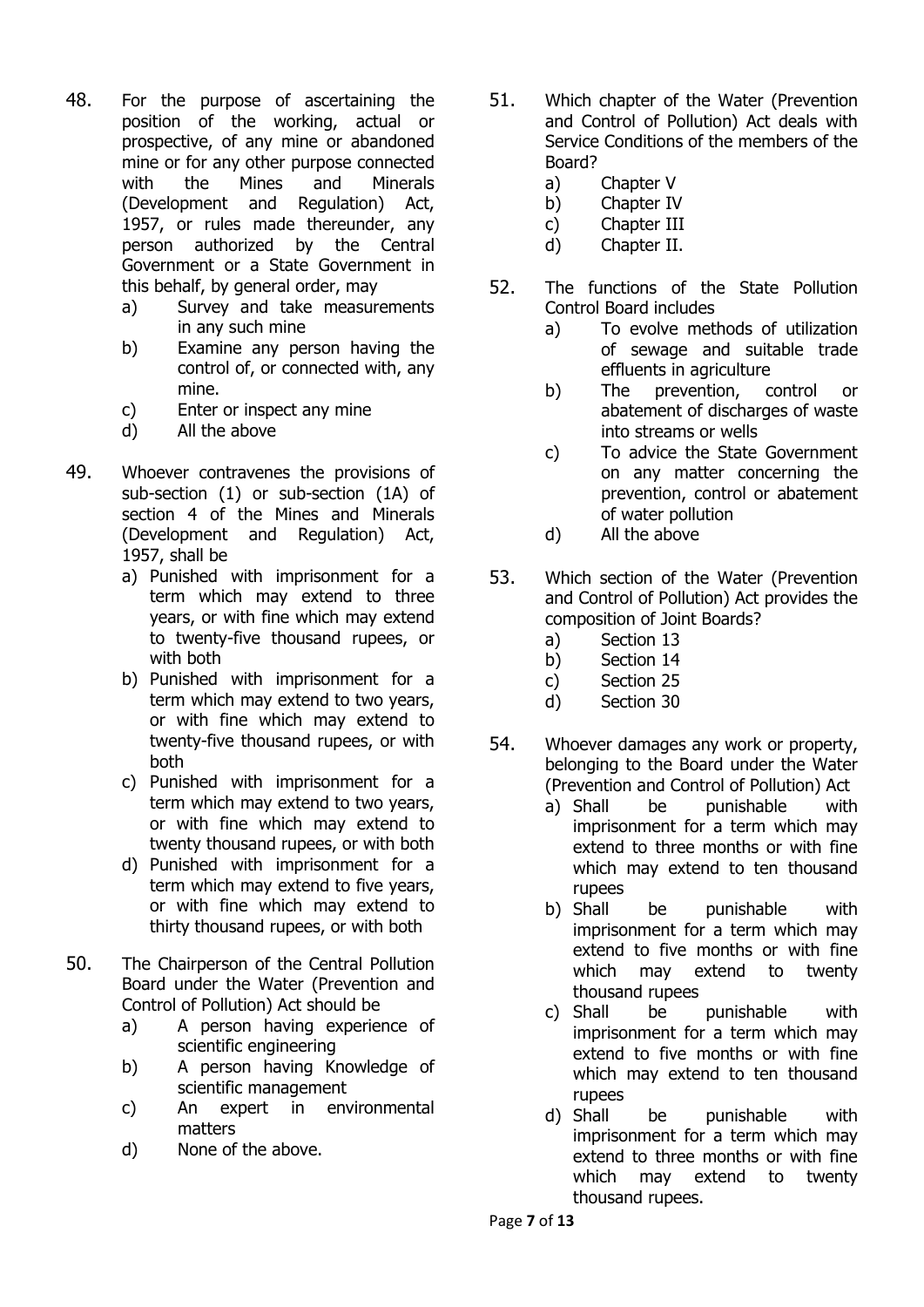48. For the purpose of ascertaining the position of the working, actual or prospective, of any mine or abandoned mine or for any other purpose connected with the Mines and Minerals (Development and Regulation) Act, 1957, or rules made thereunder, any person authorized by the Central Government or a State Government in this behalf, by general order, may
    a) Survey and take measurements in any such mine
    b) Examine any person having the control of, or connected with, any mine.
    c) Enter or inspect any mine
    d) All the above

49. Whoever contravenes the provisions of sub-section (1) or sub-section (1A) of section 4 of the Mines and Minerals (Development and Regulation) Act, 1957, shall be
    a) Punished with imprisonment for a term which may extend to three years, or with fine which may extend to twenty-five thousand rupees, or with both
    b) Punished with imprisonment for a term which may extend to two years, or with fine which may extend to twenty-five thousand rupees, or with both
    c) Punished with imprisonment for a term which may extend to two years, or with fine which may extend to twenty thousand rupees, or with both
    d) Punished with imprisonment for a term which may extend to five years, or with fine which may extend to thirty thousand rupees, or with both

50. The Chairperson of the Central Pollution Board under the Water (Prevention and Control of Pollution) Act should be
    a) A person having experience of scientific engineering
    b) A person having Knowledge of scientific management
    c) An expert in environmental matters
    d) None of the above.

51. Which chapter of the Water (Prevention and Control of Pollution) Act deals with Service Conditions of the members of the Board?
    a) Chapter V
    b) Chapter IV
    c) Chapter III
    d) Chapter II.

52. The functions of the State Pollution Control Board includes
    a) To evolve methods of utilization of sewage and suitable trade effluents in agriculture
    b) The prevention, control or abatement of discharges of waste into streams or wells
    c) To advice the State Government on any matter concerning the prevention, control or abatement of water pollution
    d) All the above

53. Which section of the Water (Prevention and Control of Pollution) Act provides the composition of Joint Boards?
    a) Section 13
    b) Section 14
    c) Section 25
    d) Section 30

54. Whoever damages any work or property, belonging to the Board under the Water (Prevention and Control of Pollution) Act
    a) Shall be punishable with imprisonment for a term which may extend to three months or with fine which may extend to ten thousand rupees
    b) Shall be punishable with imprisonment for a term which may extend to five months or with fine which may extend to twenty thousand rupees
    c) Shall be punishable with imprisonment for a term which may extend to five months or with fine which may extend to ten thousand rupees
    d) Shall be punishable with imprisonment for a term which may extend to three months or with fine which may extend to twenty thousand rupees.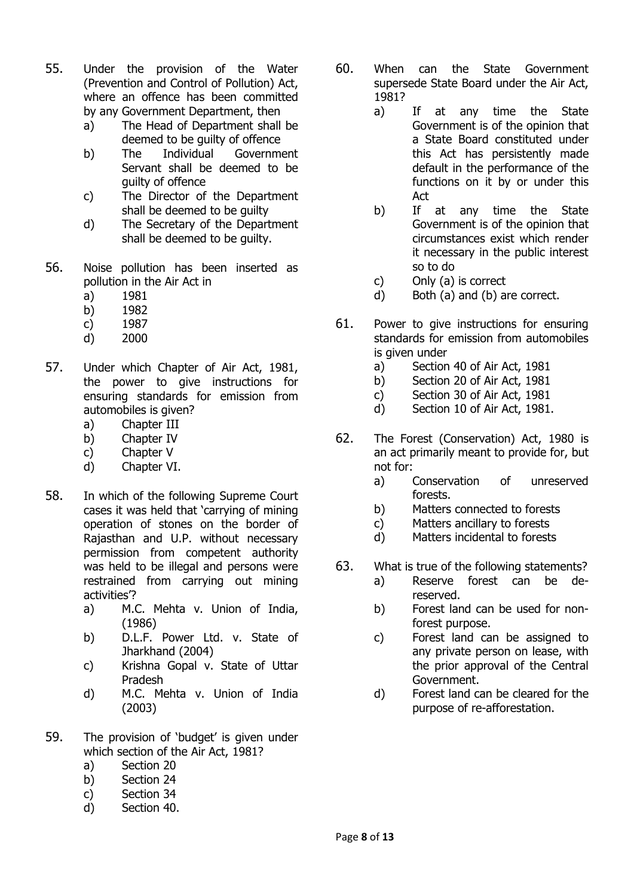55. Under the provision of the Water (Prevention and Control of Pollution) Act, where an offence has been committed by any Government Department, then
    a) The Head of Department shall be deemed to be guilty of offence
    b) The Individual Government Servant shall be deemed to be guilty of offence
    c) The Director of the Department shall be deemed to be guilty
    d) The Secretary of the Department shall be deemed to be guilty.

56. Noise pollution has been inserted as pollution in the Air Act in
    a) 1981
    b) 1982
    c) 1987
    d) 2000

57. Under which Chapter of Air Act, 1981, the power to give instructions for ensuring standards for emission from automobiles is given?
    a) Chapter III
    b) Chapter IV
    c) Chapter V
    d) Chapter VI.

58. In which of the following Supreme Court cases it was held that 'carrying of mining operation of stones on the border of Rajasthan and U.P. without necessary permission from competent authority was held to be illegal and persons were restrained from carrying out mining activities'?
    a) M.C. Mehta v. Union of India, (1986)
    b) D.L.F. Power Ltd. v. State of Jharkhand (2004)
    c) Krishna Gopal v. State of Uttar Pradesh
    d) M.C. Mehta v. Union of India (2003)

59. The provision of 'budget' is given under which section of the Air Act, 1981?
    a) Section 20
    b) Section 24
    c) Section 34
    d) Section 40.

60. When can the State Government supersede State Board under the Air Act, 1981?
    a) If at any time the State Government is of the opinion that a State Board constituted under this Act has persistently made default in the performance of the functions on it by or under this Act
    b) If at any time the State Government is of the opinion that circumstances exist which render it necessary in the public interest so to do
    c) Only (a) is correct
    d) Both (a) and (b) are correct.

61. Power to give instructions for ensuring standards for emission from automobiles is given under
    a) Section 40 of Air Act, 1981
    b) Section 20 of Air Act, 1981
    c) Section 30 of Air Act, 1981
    d) Section 10 of Air Act, 1981.

62. The Forest (Conservation) Act, 1980 is an act primarily meant to provide for, but not for:
    a) Conservation of unreserved forests.
    b) Matters connected to forests
    c) Matters ancillary to forests
    d) Matters incidental to forests

63. What is true of the following statements?
    a) Reserve forest can be de-reserved.
    b) Forest land can be used for non-forest purpose.
    c) Forest land can be assigned to any private person on lease, with the prior approval of the Central Government.
    d) Forest land can be cleared for the purpose of re-afforestation.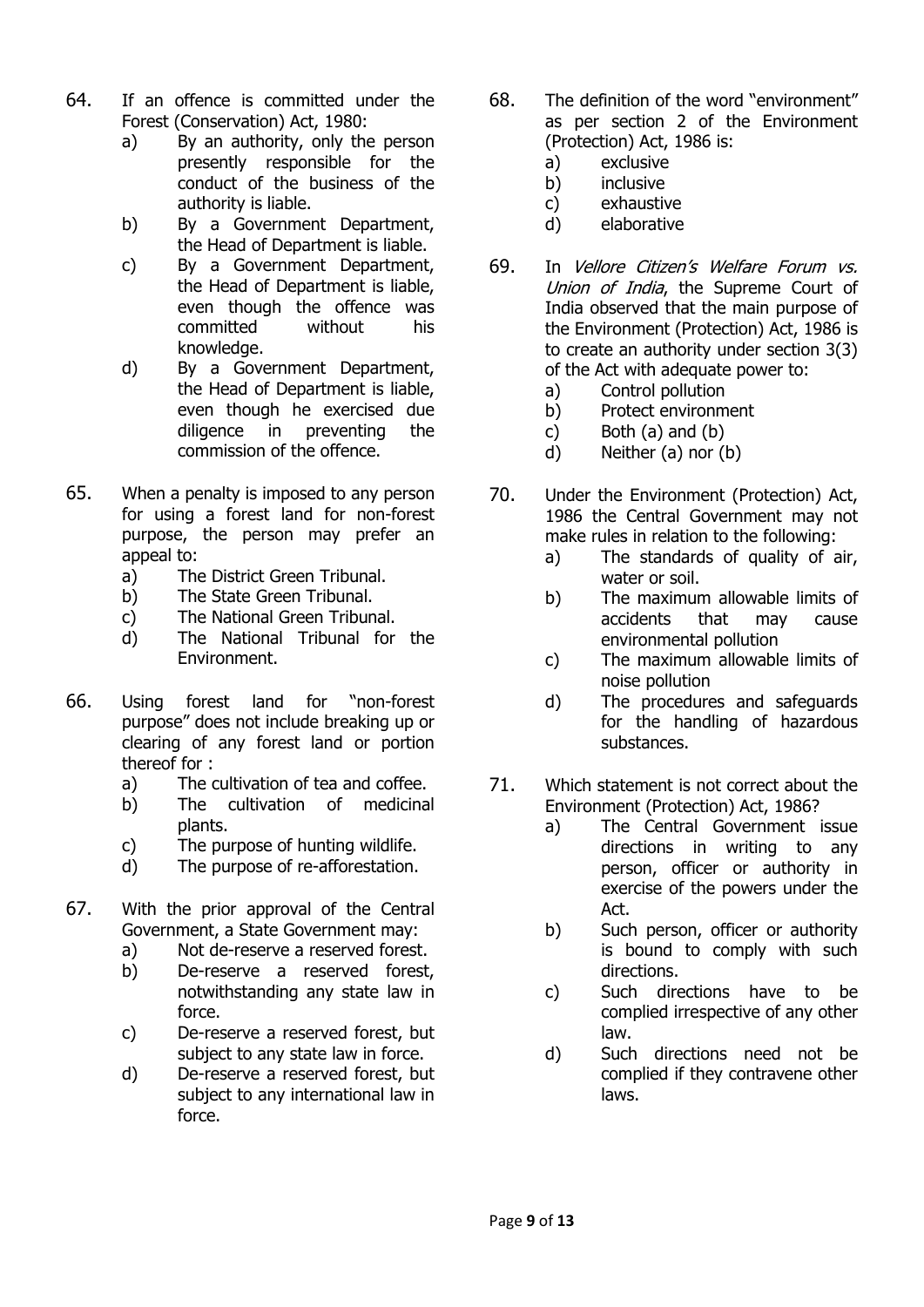64. If an offence is committed under the Forest (Conservation) Act, 1980:
    a) By an authority, only the person presently responsible for the conduct of the business of the authority is liable.
    b) By a Government Department, the Head of Department is liable.
    c) By a Government Department, the Head of Department is liable, even though the offence was committed without his knowledge.
    d) By a Government Department, the Head of Department is liable, even though he exercised due diligence in preventing the commission of the offence.

65. When a penalty is imposed to any person for using a forest land for non-forest purpose, the person may prefer an appeal to:
    a) The District Green Tribunal.
    b) The State Green Tribunal.
    c) The National Green Tribunal.
    d) The National Tribunal for the Environment.

66. Using forest land for "non-forest purpose" does not include breaking up or clearing of any forest land or portion thereof for :
    a) The cultivation of tea and coffee.
    b) The cultivation of medicinal plants.
    c) The purpose of hunting wildlife.
    d) The purpose of re-afforestation.

67. With the prior approval of the Central Government, a State Government may:
    a) Not de-reserve a reserved forest.
    b) De-reserve a reserved forest, notwithstanding any state law in force.
    c) De-reserve a reserved forest, but subject to any state law in force.
    d) De-reserve a reserved forest, but subject to any international law in force.

68. The definition of the word "environment" as per section 2 of the Environment (Protection) Act, 1986 is:
    a) exclusive
    b) inclusive
    c) exhaustive
    d) elaborative

69. In *Vellore Citizen's Welfare Forum vs. Union of India*, the Supreme Court of India observed that the main purpose of the Environment (Protection) Act, 1986 is to create an authority under section 3(3) of the Act with adequate power to:
    a) Control pollution
    b) Protect environment
    c) Both (a) and (b)
    d) Neither (a) nor (b)

70. Under the Environment (Protection) Act, 1986 the Central Government may not make rules in relation to the following:
    a) The standards of quality of air, water or soil.
    b) The maximum allowable limits of accidents that may cause environmental pollution
    c) The maximum allowable limits of noise pollution
    d) The procedures and safeguards for the handling of hazardous substances.

71. Which statement is not correct about the Environment (Protection) Act, 1986?
    a) The Central Government issue directions in writing to any person, officer or authority in exercise of the powers under the Act.
    b) Such person, officer or authority is bound to comply with such directions.
    c) Such directions have to be complied irrespective of any other law.
    d) Such directions need not be complied if they contravene other laws.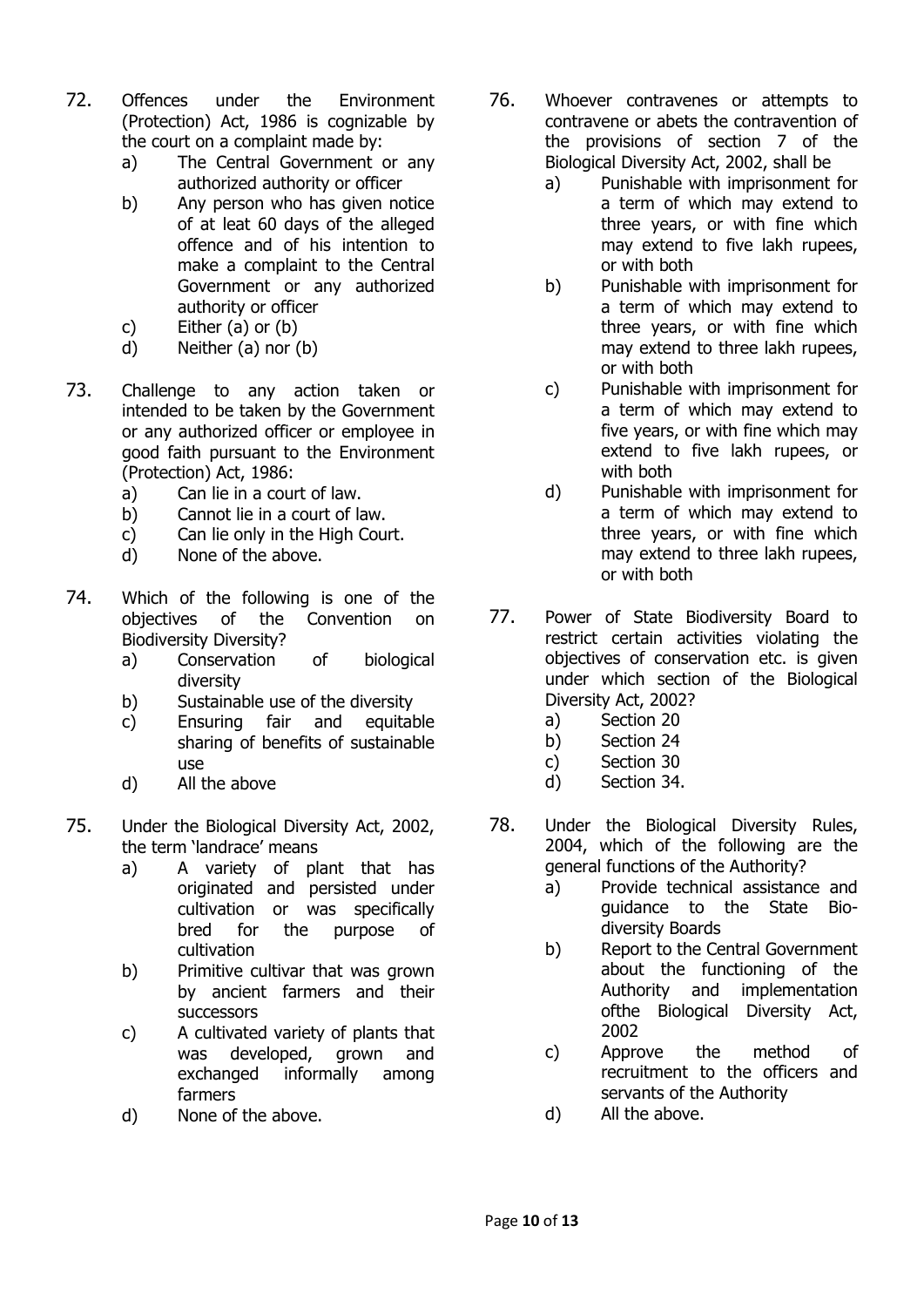72. Offences under the Environment (Protection) Act, 1986 is cognizable by the court on a complaint made by:
    a) The Central Government or any authorized authority or officer
    b) Any person who has given notice of at leat 60 days of the alleged offence and of his intention to make a complaint to the Central Government or any authorized authority or officer
    c) Either (a) or (b)
    d) Neither (a) nor (b)

73. Challenge to any action taken or intended to be taken by the Government or any authorized officer or employee in good faith pursuant to the Environment (Protection) Act, 1986:
    a) Can lie in a court of law.
    b) Cannot lie in a court of law.
    c) Can lie only in the High Court.
    d) None of the above.

74. Which of the following is one of the objectives of the Convention on Biodiversity Diversity?
    a) Conservation of biological diversity
    b) Sustainable use of the diversity
    c) Ensuring fair and equitable sharing of benefits of sustainable use
    d) All the above

75. Under the Biological Diversity Act, 2002, the term 'landrace' means
    a) A variety of plant that has originated and persisted under cultivation or was specifically bred for the purpose of cultivation
    b) Primitive cultivar that was grown by ancient farmers and their successors
    c) A cultivated variety of plants that was developed, grown and exchanged informally among farmers
    d) None of the above.

76. Whoever contravenes or attempts to contravene or abets the contravention of the provisions of section 7 of the Biological Diversity Act, 2002, shall be
    a) Punishable with imprisonment for a term of which may extend to three years, or with fine which may extend to five lakh rupees, or with both
    b) Punishable with imprisonment for a term of which may extend to three years, or with fine which may extend to three lakh rupees, or with both
    c) Punishable with imprisonment for a term of which may extend to five years, or with fine which may extend to five lakh rupees, or with both
    d) Punishable with imprisonment for a term of which may extend to three years, or with fine which may extend to three lakh rupees, or with both

77. Power of State Biodiversity Board to restrict certain activities violating the objectives of conservation etc. is given under which section of the Biological Diversity Act, 2002?
    a) Section 20
    b) Section 24
    c) Section 30
    d) Section 34.

78. Under the Biological Diversity Rules, 2004, which of the following are the general functions of the Authority?
    a) Provide technical assistance and guidance to the State Bio-diversity Boards
    b) Report to the Central Government about the functioning of the Authority and implementation ofthe Biological Diversity Act, 2002
    c) Approve the method of recruitment to the officers and servants of the Authority
    d) All the above.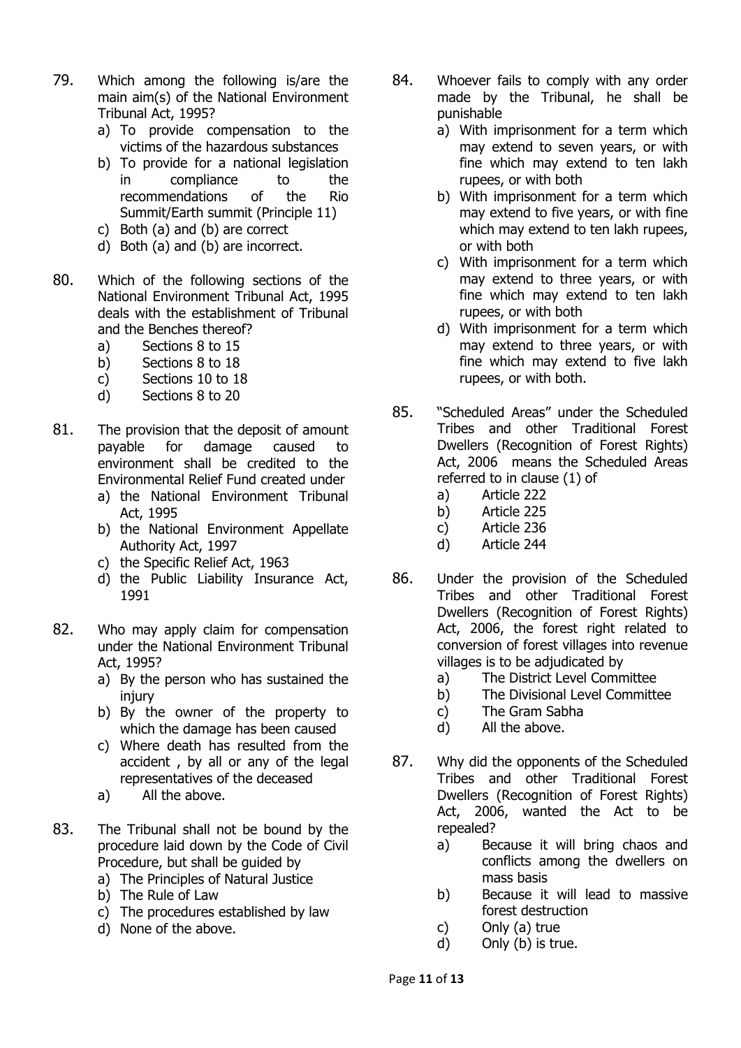79. Which among the following is/are the main aim(s) of the National Environment Tribunal Act, 1995?
    a) To provide compensation to the victims of the hazardous substances
    b) To provide for a national legislation in compliance to the recommendations of the Rio Summit/Earth summit (Principle 11)
    c) Both (a) and (b) are correct
    d) Both (a) and (b) are incorrect.

80. Which of the following sections of the National Environment Tribunal Act, 1995 deals with the establishment of Tribunal and the Benches thereof?
    a) Sections 8 to 15
    b) Sections 8 to 18
    c) Sections 10 to 18
    d) Sections 8 to 20

81. The provision that the deposit of amount payable for damage caused to environment shall be credited to the Environmental Relief Fund created under
    a) the National Environment Tribunal Act, 1995
    b) the National Environment Appellate Authority Act, 1997
    c) the Specific Relief Act, 1963
    d) the Public Liability Insurance Act, 1991

82. Who may apply claim for compensation under the National Environment Tribunal Act, 1995?
    a) By the person who has sustained the injury
    b) By the owner of the property to which the damage has been caused
    c) Where death has resulted from the accident , by all or any of the legal representatives of the deceased
    a) All the above.

83. The Tribunal shall not be bound by the procedure laid down by the Code of Civil Procedure, but shall be guided by
    a) The Principles of Natural Justice
    b) The Rule of Law
    c) The procedures established by law
    d) None of the above.

84. Whoever fails to comply with any order made by the Tribunal, he shall be punishable
    a) With imprisonment for a term which may extend to seven years, or with fine which may extend to ten lakh rupees, or with both
    b) With imprisonment for a term which may extend to five years, or with fine which may extend to ten lakh rupees, or with both
    c) With imprisonment for a term which may extend to three years, or with fine which may extend to ten lakh rupees, or with both
    d) With imprisonment for a term which may extend to three years, or with fine which may extend to five lakh rupees, or with both.

85. "Scheduled Areas" under the Scheduled Tribes and other Traditional Forest Dwellers (Recognition of Forest Rights) Act, 2006 means the Scheduled Areas referred to in clause (1) of
    a) Article 222
    b) Article 225
    c) Article 236
    d) Article 244

86. Under the provision of the Scheduled Tribes and other Traditional Forest Dwellers (Recognition of Forest Rights) Act, 2006, the forest right related to conversion of forest villages into revenue villages is to be adjudicated by
    a) The District Level Committee
    b) The Divisional Level Committee
    c) The Gram Sabha
    d) All the above.

87. Why did the opponents of the Scheduled Tribes and other Traditional Forest Dwellers (Recognition of Forest Rights) Act, 2006, wanted the Act to be repealed?
    a) Because it will bring chaos and conflicts among the dwellers on mass basis
    b) Because it will lead to massive forest destruction
    c) Only (a) true
    d) Only (b) is true.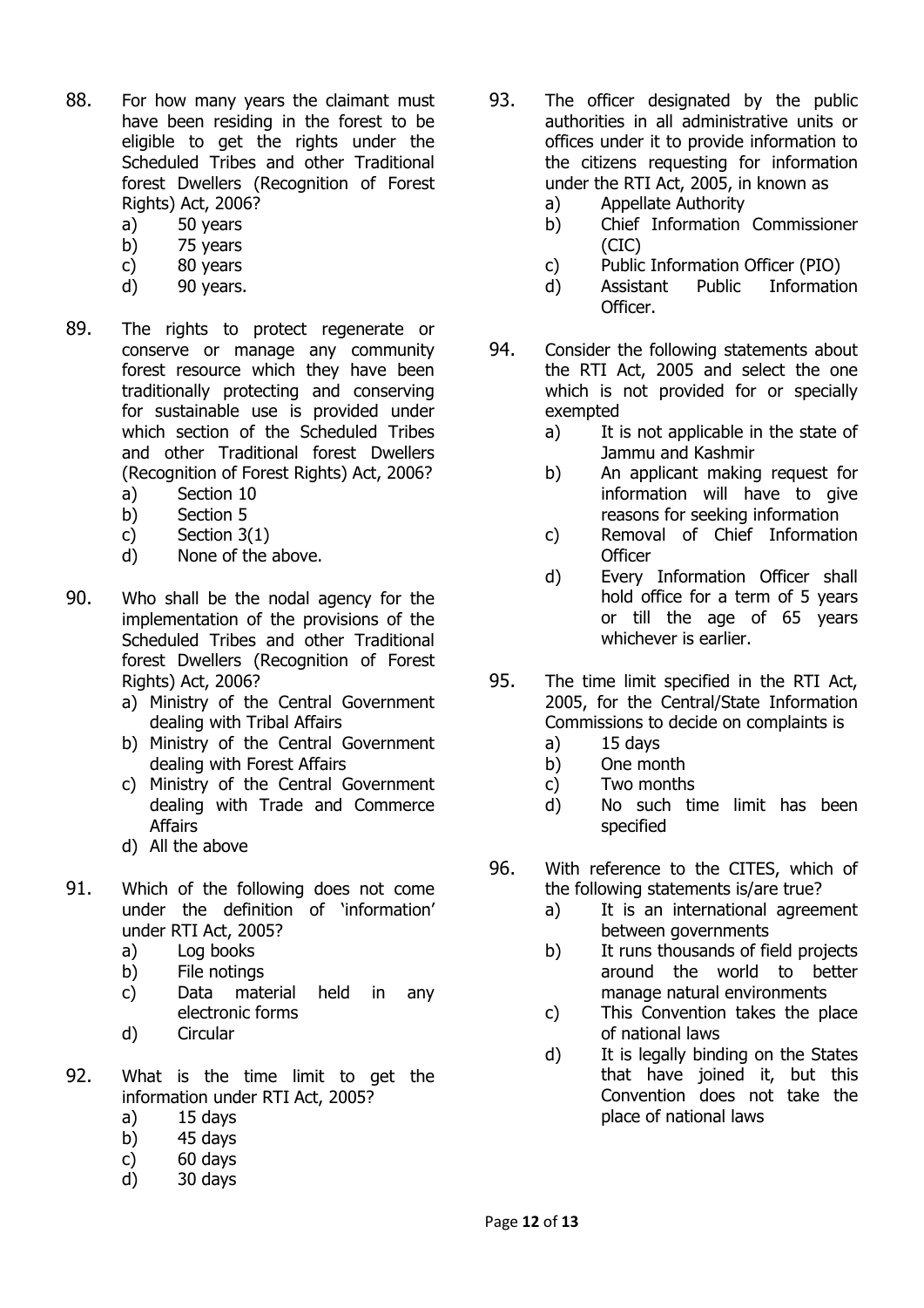88. For how many years the claimant must have been residing in the forest to be eligible to get the rights under the Scheduled Tribes and other Traditional forest Dwellers (Recognition of Forest Rights) Act, 2006?
    a) 50 years
    b) 75 years
    c) 80 years
    d) 90 years.

89. The rights to protect regenerate or conserve or manage any community forest resource which they have been traditionally protecting and conserving for sustainable use is provided under which section of the Scheduled Tribes and other Traditional forest Dwellers (Recognition of Forest Rights) Act, 2006?
    a) Section 10
    b) Section 5
    c) Section 3(1)
    d) None of the above.

90. Who shall be the nodal agency for the implementation of the provisions of the Scheduled Tribes and other Traditional forest Dwellers (Recognition of Forest Rights) Act, 2006?
    a) Ministry of the Central Government dealing with Tribal Affairs
    b) Ministry of the Central Government dealing with Forest Affairs
    c) Ministry of the Central Government dealing with Trade and Commerce Affairs
    d) All the above

91. Which of the following does not come under the definition of 'information' under RTI Act, 2005?
    a) Log books
    b) File notings
    c) Data material held in any electronic forms
    d) Circular

92. What is the time limit to get the information under RTI Act, 2005?
    a) 15 days
    b) 45 days
    c) 60 days
    d) 30 days

93. The officer designated by the public authorities in all administrative units or offices under it to provide information to the citizens requesting for information under the RTI Act, 2005, in known as
    a) Appellate Authority
    b) Chief Information Commissioner (CIC)
    c) Public Information Officer (PIO)
    d) Assistant Public Information Officer.

94. Consider the following statements about the RTI Act, 2005 and select the one which is not provided for or specially exempted
    a) It is not applicable in the state of Jammu and Kashmir
    b) An applicant making request for information will have to give reasons for seeking information
    c) Removal of Chief Information Officer
    d) Every Information Officer shall hold office for a term of 5 years or till the age of 65 years whichever is earlier.

95. The time limit specified in the RTI Act, 2005, for the Central/State Information Commissions to decide on complaints is
    a) 15 days
    b) One month
    c) Two months
    d) No such time limit has been specified

96. With reference to the CITES, which of the following statements is/are true?
    a) It is an international agreement between governments
    b) It runs thousands of field projects around the world to better manage natural environments
    c) This Convention takes the place of national laws
    d) It is legally binding on the States that have joined it, but this Convention does not take the place of national laws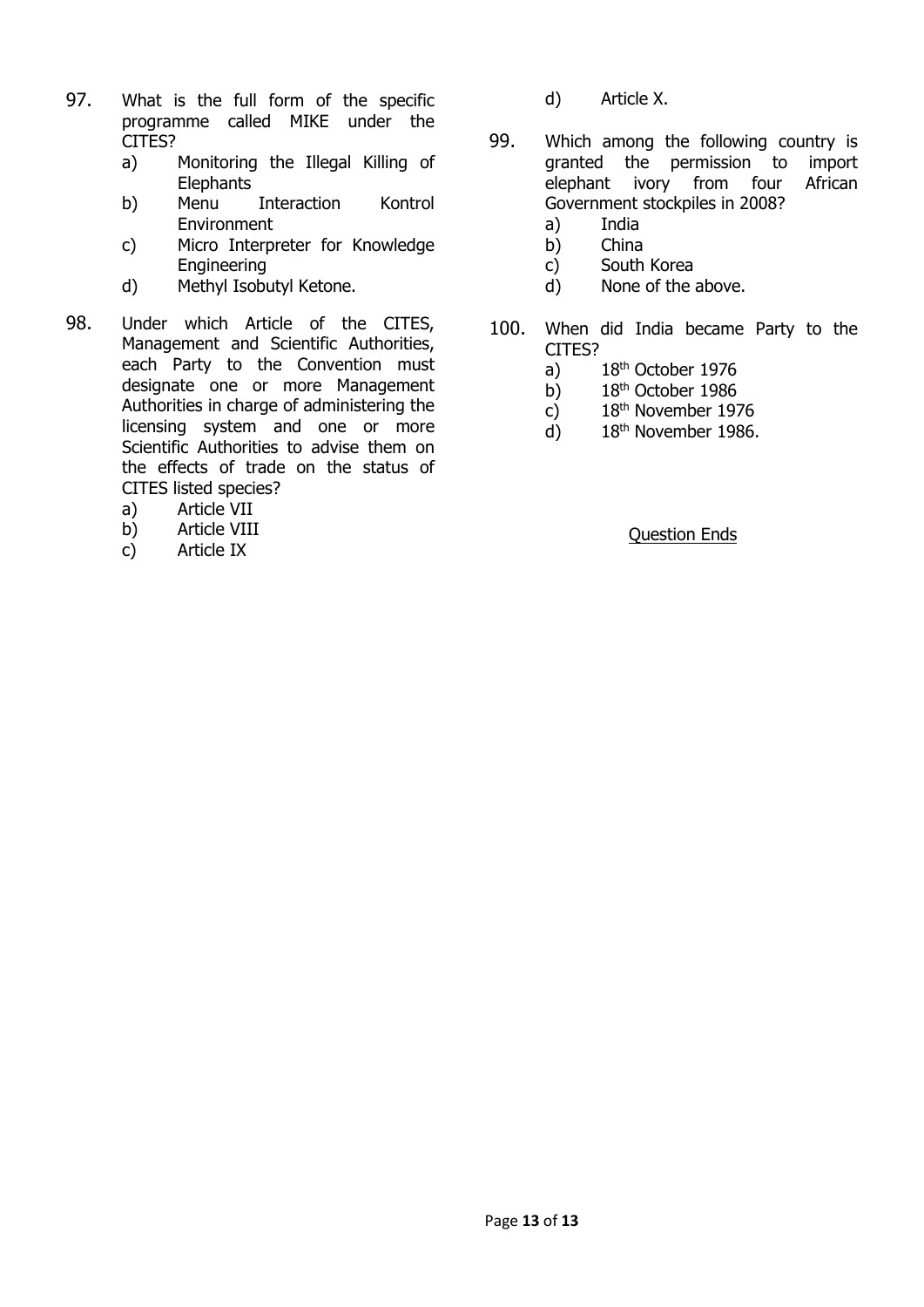97. What is the full form of the specific programme called MIKE under the CITES?
    a) Monitoring the Illegal Killing of Elephants
    b) Menu Interaction Kontrol Environment
    c) Micro Interpreter for Knowledge Engineering
    d) Methyl Isobutyl Ketone.

98. Under which Article of the CITES, Management and Scientific Authorities, each Party to the Convention must designate one or more Management Authorities in charge of administering the licensing system and one or more Scientific Authorities to advise them on the effects of trade on the status of CITES listed species?
    a) Article VII
    b) Article VIII
    c) Article IX
    d) Article X.

99. Which among the following country is granted the permission to import elephant ivory from four African Government stockpiles in 2008?
    a) India
    b) China
    c) South Korea
    d) None of the above.

100. When did India became Party to the CITES?
    a) 18th October 1976
    b) 18th October 1986
    c) 18th November 1976
    d) 18th November 1986.

Question Ends